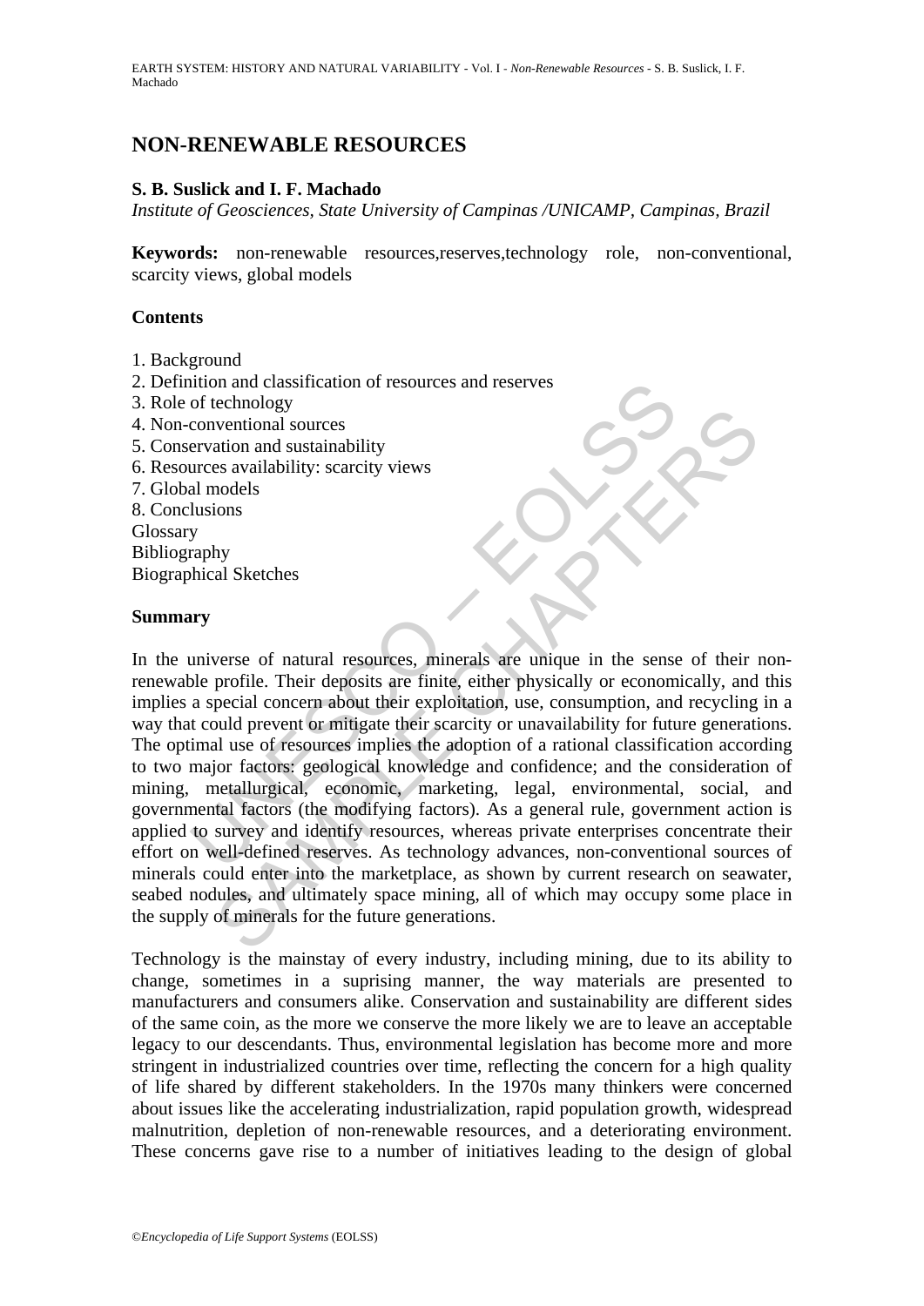# NON-RENEWABLE RESOURCES

**S. B. Suslick and I. F. Machado**

*Institute of Geosciences, State University of Campinas /UNICAMP, Campinas, Brazil*

**Keywords:** non-renewable resources,reserves,technology role, non-conventional, scarcity views, global models

## Contents

1. Background
2. Definition and classification of resources and reserves
3. Role of technology
4. Non-conventional sources
5. Conservation and sustainability
6. Resources availability: scarcity views
7. Global models
8. Conclusions

Glossary
Bibliography
Biographical Sketches

## Summary

In the universe of natural resources, minerals are unique in the sense of their non-renewable profile. Their deposits are finite, either physically or economically, and this implies a special concern about their exploitation, use, consumption, and recycling in a way that could prevent or mitigate their scarcity or unavailability for future generations. The optimal use of resources implies the adoption of a rational classification according to two major factors: geological knowledge and confidence; and the consideration of mining, metallurgical, economic, marketing, legal, environmental, social, and governmental factors (the modifying factors). As a general rule, government action is applied to survey and identify resources, whereas private enterprises concentrate their effort on well-defined reserves. As technology advances, non-conventional sources of minerals could enter into the marketplace, as shown by current research on seawater, seabed nodules, and ultimately space mining, all of which may occupy some place in the supply of minerals for the future generations.

Technology is the mainstay of every industry, including mining, due to its ability to change, sometimes in a suprising manner, the way materials are presented to manufacturers and consumers alike. Conservation and sustainability are different sides of the same coin, as the more we conserve the more likely we are to leave an acceptable legacy to our descendants. Thus, environmental legislation has become more and more stringent in industrialized countries over time, reflecting the concern for a high quality of life shared by different stakeholders. In the 1970s many thinkers were concerned about issues like the accelerating industrialization, rapid population growth, widespread malnutrition, depletion of non-renewable resources, and a deteriorating environment. These concerns gave rise to a number of initiatives leading to the design of global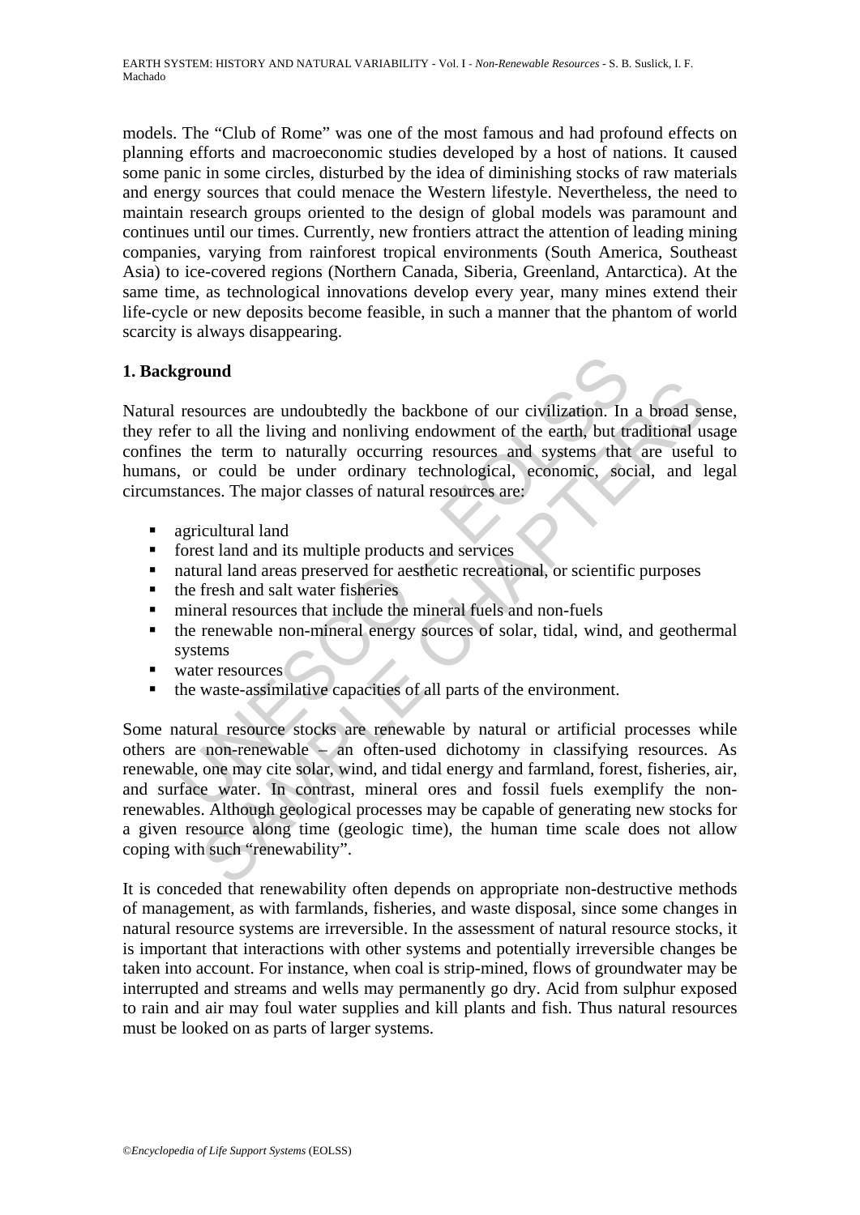models. The "Club of Rome" was one of the most famous and had profound effects on planning efforts and macroeconomic studies developed by a host of nations. It caused some panic in some circles, disturbed by the idea of diminishing stocks of raw materials and energy sources that could menace the Western lifestyle. Nevertheless, the need to maintain research groups oriented to the design of global models was paramount and continues until our times. Currently, new frontiers attract the attention of leading mining companies, varying from rainforest tropical environments (South America, Southeast Asia) to ice-covered regions (Northern Canada, Siberia, Greenland, Antarctica). At the same time, as technological innovations develop every year, many mines extend their life-cycle or new deposits become feasible, in such a manner that the phantom of world scarcity is always disappearing.

## 1. Background

Natural resources are undoubtedly the backbone of our civilization. In a broad sense, they refer to all the living and nonliving endowment of the earth, but traditional usage confines the term to naturally occurring resources and systems that are useful to humans, or could be under ordinary technological, economic, social, and legal circumstances. The major classes of natural resources are:

- agricultural land
- forest land and its multiple products and services
- natural land areas preserved for aesthetic recreational, or scientific purposes
- the fresh and salt water fisheries
- mineral resources that include the mineral fuels and non-fuels
- the renewable non-mineral energy sources of solar, tidal, wind, and geothermal systems
- water resources
- the waste-assimilative capacities of all parts of the environment.

Some natural resource stocks are renewable by natural or artificial processes while others are non-renewable – an often-used dichotomy in classifying resources. As renewable, one may cite solar, wind, and tidal energy and farmland, forest, fisheries, air, and surface water. In contrast, mineral ores and fossil fuels exemplify the non-renewables. Although geological processes may be capable of generating new stocks for a given resource along time (geologic time), the human time scale does not allow coping with such "renewability".

It is conceded that renewability often depends on appropriate non-destructive methods of management, as with farmlands, fisheries, and waste disposal, since some changes in natural resource systems are irreversible. In the assessment of natural resource stocks, it is important that interactions with other systems and potentially irreversible changes be taken into account. For instance, when coal is strip-mined, flows of groundwater may be interrupted and streams and wells may permanently go dry. Acid from sulphur exposed to rain and air may foul water supplies and kill plants and fish. Thus natural resources must be looked on as parts of larger systems.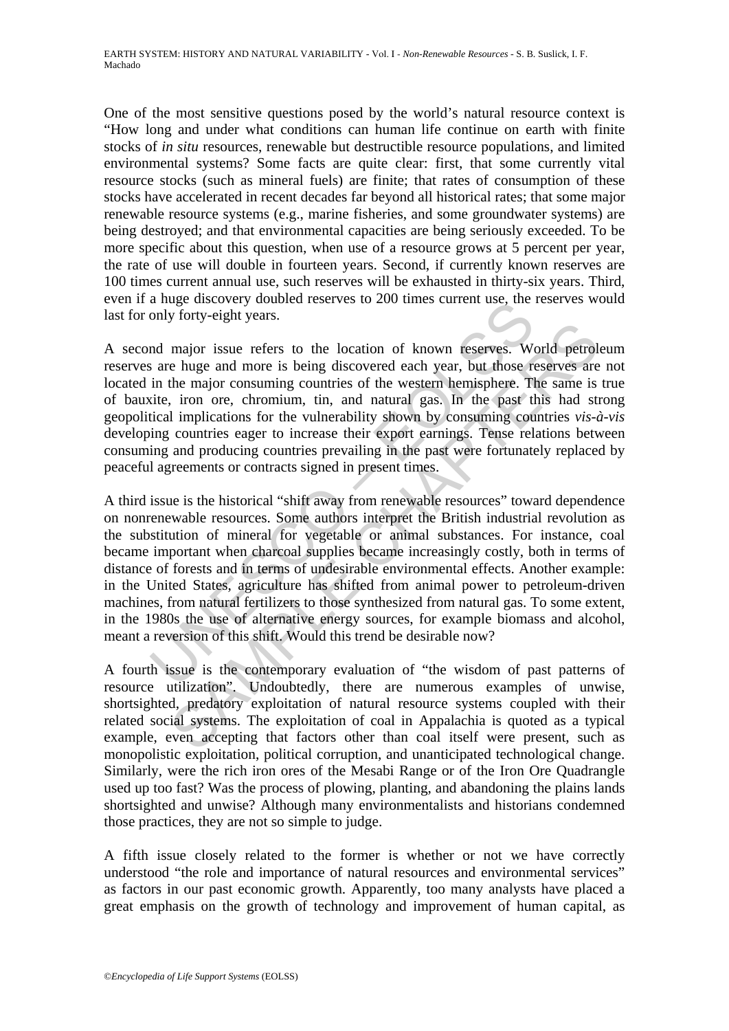One of the most sensitive questions posed by the world's natural resource context is "How long and under what conditions can human life continue on earth with finite stocks of *in situ* resources, renewable but destructible resource populations, and limited environmental systems? Some facts are quite clear: first, that some currently vital resource stocks (such as mineral fuels) are finite; that rates of consumption of these stocks have accelerated in recent decades far beyond all historical rates; that some major renewable resource systems (e.g., marine fisheries, and some groundwater systems) are being destroyed; and that environmental capacities are being seriously exceeded. To be more specific about this question, when use of a resource grows at 5 percent per year, the rate of use will double in fourteen years. Second, if currently known reserves are 100 times current annual use, such reserves will be exhausted in thirty-six years. Third, even if a huge discovery doubled reserves to 200 times current use, the reserves would last for only forty-eight years.

A second major issue refers to the location of known reserves. World petroleum reserves are huge and more is being discovered each year, but those reserves are not located in the major consuming countries of the western hemisphere. The same is true of bauxite, iron ore, chromium, tin, and natural gas. In the past this had strong geopolitical implications for the vulnerability shown by consuming countries *vis-à-vis* developing countries eager to increase their export earnings. Tense relations between consuming and producing countries prevailing in the past were fortunately replaced by peaceful agreements or contracts signed in present times.

A third issue is the historical "shift away from renewable resources" toward dependence on nonrenewable resources. Some authors interpret the British industrial revolution as the substitution of mineral for vegetable or animal substances. For instance, coal became important when charcoal supplies became increasingly costly, both in terms of distance of forests and in terms of undesirable environmental effects. Another example: in the United States, agriculture has shifted from animal power to petroleum-driven machines, from natural fertilizers to those synthesized from natural gas. To some extent, in the 1980s the use of alternative energy sources, for example biomass and alcohol, meant a reversion of this shift. Would this trend be desirable now?

A fourth issue is the contemporary evaluation of "the wisdom of past patterns of resource utilization". Undoubtedly, there are numerous examples of unwise, shortsighted, predatory exploitation of natural resource systems coupled with their related social systems. The exploitation of coal in Appalachia is quoted as a typical example, even accepting that factors other than coal itself were present, such as monopolistic exploitation, political corruption, and unanticipated technological change. Similarly, were the rich iron ores of the Mesabi Range or of the Iron Ore Quadrangle used up too fast? Was the process of plowing, planting, and abandoning the plains lands shortsighted and unwise? Although many environmentalists and historians condemned those practices, they are not so simple to judge.

A fifth issue closely related to the former is whether or not we have correctly understood "the role and importance of natural resources and environmental services" as factors in our past economic growth. Apparently, too many analysts have placed a great emphasis on the growth of technology and improvement of human capital, as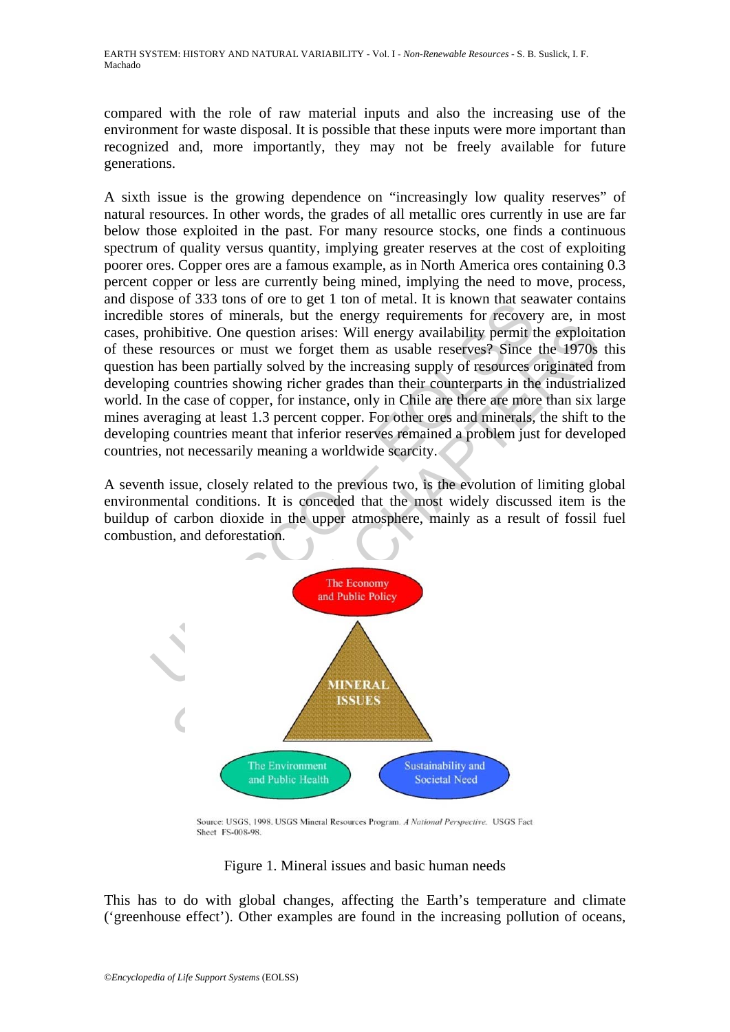compared with the role of raw material inputs and also the increasing use of the environment for waste disposal. It is possible that these inputs were more important than recognized and, more importantly, they may not be freely available for future generations.

A sixth issue is the growing dependence on "increasingly low quality reserves" of natural resources. In other words, the grades of all metallic ores currently in use are far below those exploited in the past. For many resource stocks, one finds a continuous spectrum of quality versus quantity, implying greater reserves at the cost of exploiting poorer ores. Copper ores are a famous example, as in North America ores containing 0.3 percent copper or less are currently being mined, implying the need to move, process, and dispose of 333 tons of ore to get 1 ton of metal. It is known that seawater contains incredible stores of minerals, but the energy requirements for recovery are, in most cases, prohibitive. One question arises: Will energy availability permit the exploitation of these resources or must we forget them as usable reserves? Since the 1970s this question has been partially solved by the increasing supply of resources originated from developing countries showing richer grades than their counterparts in the industrialized world. In the case of copper, for instance, only in Chile are there are more than six large mines averaging at least 1.3 percent copper. For other ores and minerals, the shift to the developing countries meant that inferior reserves remained a problem just for developed countries, not necessarily meaning a worldwide scarcity.

A seventh issue, closely related to the previous two, is the evolution of limiting global environmental conditions. It is conceded that the most widely discussed item is the buildup of carbon dioxide in the upper atmosphere, mainly as a result of fossil fuel combustion, and deforestation.

Source: USGS, 1998. USGS Mineral Resources Program. *A National Perspective.* USGS Fact Sheet FS-008-98.

Figure 1. Mineral issues and basic human needs

This has to do with global changes, affecting the Earth's temperature and climate ('greenhouse effect'). Other examples are found in the increasing pollution of oceans,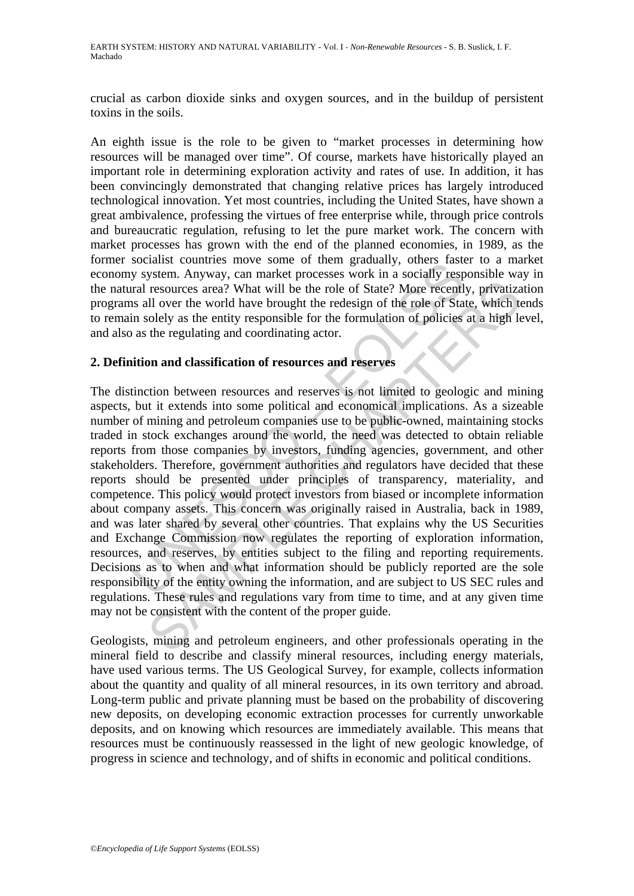crucial as carbon dioxide sinks and oxygen sources, and in the buildup of persistent toxins in the soils.

An eighth issue is the role to be given to "market processes in determining how resources will be managed over time". Of course, markets have historically played an important role in determining exploration activity and rates of use. In addition, it has been convincingly demonstrated that changing relative prices has largely introduced technological innovation. Yet most countries, including the United States, have shown a great ambivalence, professing the virtues of free enterprise while, through price controls and bureaucratic regulation, refusing to let the pure market work. The concern with market processes has grown with the end of the planned economies, in 1989, as the former socialist countries move some of them gradually, others faster to a market economy system. Anyway, can market processes work in a socially responsible way in the natural resources area? What will be the role of State? More recently, privatization programs all over the world have brought the redesign of the role of State, which tends to remain solely as the entity responsible for the formulation of policies at a high level, and also as the regulating and coordinating actor.

## 2. Definition and classification of resources and reserves

The distinction between resources and reserves is not limited to geologic and mining aspects, but it extends into some political and economical implications. As a sizeable number of mining and petroleum companies use to be public-owned, maintaining stocks traded in stock exchanges around the world, the need was detected to obtain reliable reports from those companies by investors, funding agencies, government, and other stakeholders. Therefore, government authorities and regulators have decided that these reports should be presented under principles of transparency, materiality, and competence. This policy would protect investors from biased or incomplete information about company assets. This concern was originally raised in Australia, back in 1989, and was later shared by several other countries. That explains why the US Securities and Exchange Commission now regulates the reporting of exploration information, resources, and reserves, by entities subject to the filing and reporting requirements. Decisions as to when and what information should be publicly reported are the sole responsibility of the entity owning the information, and are subject to US SEC rules and regulations. These rules and regulations vary from time to time, and at any given time may not be consistent with the content of the proper guide.

Geologists, mining and petroleum engineers, and other professionals operating in the mineral field to describe and classify mineral resources, including energy materials, have used various terms. The US Geological Survey, for example, collects information about the quantity and quality of all mineral resources, in its own territory and abroad. Long-term public and private planning must be based on the probability of discovering new deposits, on developing economic extraction processes for currently unworkable deposits, and on knowing which resources are immediately available. This means that resources must be continuously reassessed in the light of new geologic knowledge, of progress in science and technology, and of shifts in economic and political conditions.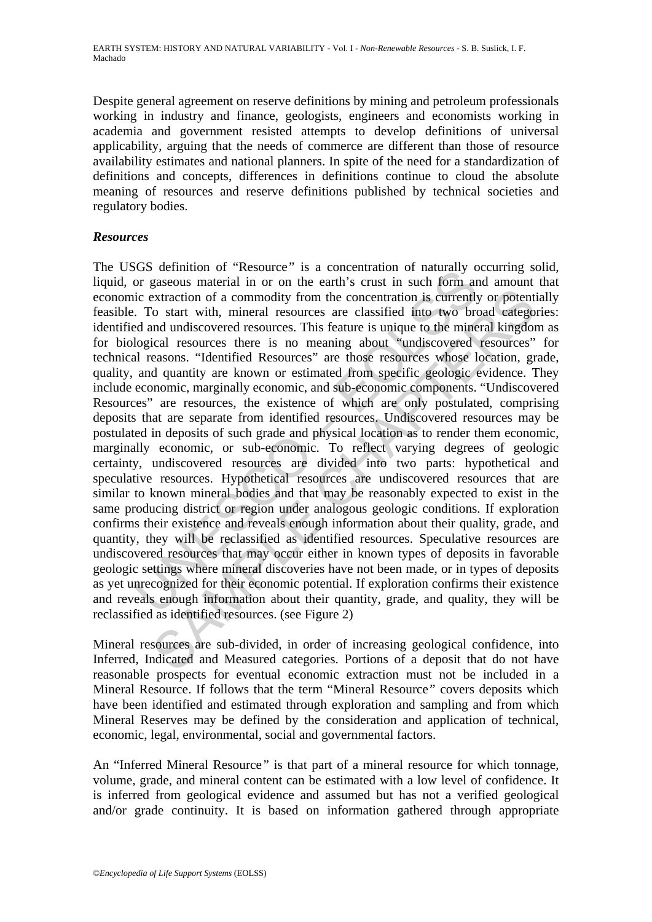Despite general agreement on reserve definitions by mining and petroleum professionals working in industry and finance, geologists, engineers and economists working in academia and government resisted attempts to develop definitions of universal applicability, arguing that the needs of commerce are different than those of resource availability estimates and national planners. In spite of the need for a standardization of definitions and concepts, differences in definitions continue to cloud the absolute meaning of resources and reserve definitions published by technical societies and regulatory bodies.

***Resources***

The USGS definition of "Resource" is a concentration of naturally occurring solid, liquid, or gaseous material in or on the earth's crust in such form and amount that economic extraction of a commodity from the concentration is currently or potentially feasible. To start with, mineral resources are classified into two broad categories: identified and undiscovered resources. This feature is unique to the mineral kingdom as for biological resources there is no meaning about "undiscovered resources" for technical reasons. "Identified Resources" are those resources whose location, grade, quality, and quantity are known or estimated from specific geologic evidence. They include economic, marginally economic, and sub-economic components. "Undiscovered Resources" are resources, the existence of which are only postulated, comprising deposits that are separate from identified resources. Undiscovered resources may be postulated in deposits of such grade and physical location as to render them economic, marginally economic, or sub-economic. To reflect varying degrees of geologic certainty, undiscovered resources are divided into two parts: hypothetical and speculative resources. Hypothetical resources are undiscovered resources that are similar to known mineral bodies and that may be reasonably expected to exist in the same producing district or region under analogous geologic conditions. If exploration confirms their existence and reveals enough information about their quality, grade, and quantity, they will be reclassified as identified resources. Speculative resources are undiscovered resources that may occur either in known types of deposits in favorable geologic settings where mineral discoveries have not been made, or in types of deposits as yet unrecognized for their economic potential. If exploration confirms their existence and reveals enough information about their quantity, grade, and quality, they will be reclassified as identified resources. (see Figure 2)

Mineral resources are sub-divided, in order of increasing geological confidence, into Inferred, Indicated and Measured categories. Portions of a deposit that do not have reasonable prospects for eventual economic extraction must not be included in a Mineral Resource. If follows that the term "Mineral Resource" covers deposits which have been identified and estimated through exploration and sampling and from which Mineral Reserves may be defined by the consideration and application of technical, economic, legal, environmental, social and governmental factors.

An "Inferred Mineral Resource" is that part of a mineral resource for which tonnage, volume, grade, and mineral content can be estimated with a low level of confidence. It is inferred from geological evidence and assumed but has not a verified geological and/or grade continuity. It is based on information gathered through appropriate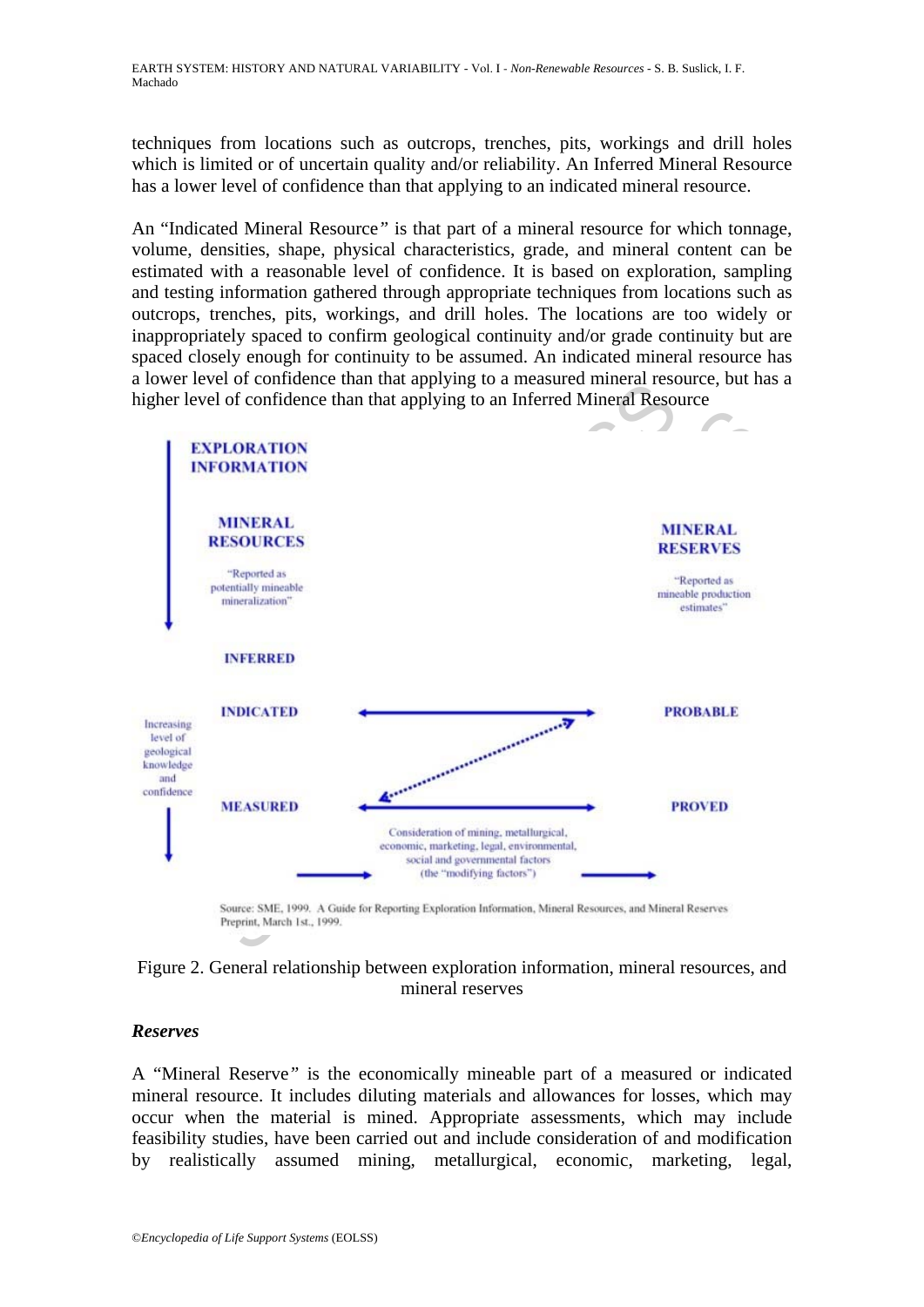techniques from locations such as outcrops, trenches, pits, workings and drill holes which is limited or of uncertain quality and/or reliability. An Inferred Mineral Resource has a lower level of confidence than that applying to an indicated mineral resource.

An "Indicated Mineral Resource" is that part of a mineral resource for which tonnage, volume, densities, shape, physical characteristics, grade, and mineral content can be estimated with a reasonable level of confidence. It is based on exploration, sampling and testing information gathered through appropriate techniques from locations such as outcrops, trenches, pits, workings, and drill holes. The locations are too widely or inappropriately spaced to confirm geological continuity and/or grade continuity but are spaced closely enough for continuity to be assumed. An indicated mineral resource has a lower level of confidence than that applying to a measured mineral resource, but has a higher level of confidence than that applying to an Inferred Mineral Resource

EXPLORATION INFORMATION

MINERAL RESOURCES
"Reported as potentially mineable mineralization"

MINERAL RESERVES
"Reported as mineable production estimates"

INFERRED

INDICATED — PROBABLE

MEASURED — PROVED

Increasing level of geological knowledge and confidence

Consideration of mining, metallurgical, economic, marketing, legal, environmental, social and governmental factors (the "modifying factors")

Source: SME, 1999. A Guide for Reporting Exploration Information, Mineral Resources, and Mineral Reserves Preprint, March 1st., 1999.

Figure 2. General relationship between exploration information, mineral resources, and mineral reserves

### *Reserves*

A "Mineral Reserve" is the economically mineable part of a measured or indicated mineral resource. It includes diluting materials and allowances for losses, which may occur when the material is mined. Appropriate assessments, which may include feasibility studies, have been carried out and include consideration of and modification by realistically assumed mining, metallurgical, economic, marketing, legal,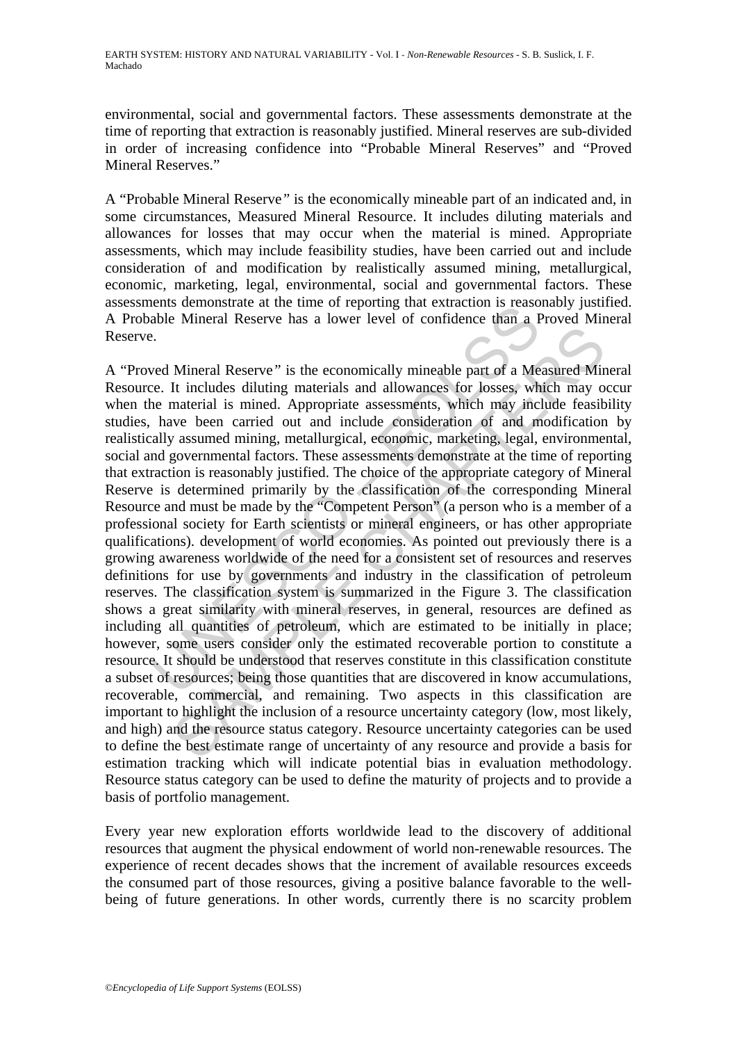environmental, social and governmental factors. These assessments demonstrate at the time of reporting that extraction is reasonably justified. Mineral reserves are sub-divided in order of increasing confidence into "Probable Mineral Reserves" and "Proved Mineral Reserves."

A "Probable Mineral Reserve*"* is the economically mineable part of an indicated and, in some circumstances, Measured Mineral Resource. It includes diluting materials and allowances for losses that may occur when the material is mined. Appropriate assessments, which may include feasibility studies, have been carried out and include consideration of and modification by realistically assumed mining, metallurgical, economic, marketing, legal, environmental, social and governmental factors. These assessments demonstrate at the time of reporting that extraction is reasonably justified. A Probable Mineral Reserve has a lower level of confidence than a Proved Mineral Reserve.

A "Proved Mineral Reserve*"* is the economically mineable part of a Measured Mineral Resource. It includes diluting materials and allowances for losses, which may occur when the material is mined. Appropriate assessments, which may include feasibility studies, have been carried out and include consideration of and modification by realistically assumed mining, metallurgical, economic, marketing, legal, environmental, social and governmental factors. These assessments demonstrate at the time of reporting that extraction is reasonably justified. The choice of the appropriate category of Mineral Reserve is determined primarily by the classification of the corresponding Mineral Resource and must be made by the "Competent Person" (a person who is a member of a professional society for Earth scientists or mineral engineers, or has other appropriate qualifications). development of world economies. As pointed out previously there is a growing awareness worldwide of the need for a consistent set of resources and reserves definitions for use by governments and industry in the classification of petroleum reserves. The classification system is summarized in the Figure 3. The classification shows a great similarity with mineral reserves, in general, resources are defined as including all quantities of petroleum, which are estimated to be initially in place; however, some users consider only the estimated recoverable portion to constitute a resource. It should be understood that reserves constitute in this classification constitute a subset of resources; being those quantities that are discovered in know accumulations, recoverable, commercial, and remaining. Two aspects in this classification are important to highlight the inclusion of a resource uncertainty category (low, most likely, and high) and the resource status category. Resource uncertainty categories can be used to define the best estimate range of uncertainty of any resource and provide a basis for estimation tracking which will indicate potential bias in evaluation methodology. Resource status category can be used to define the maturity of projects and to provide a basis of portfolio management.

Every year new exploration efforts worldwide lead to the discovery of additional resources that augment the physical endowment of world non-renewable resources. The experience of recent decades shows that the increment of available resources exceeds the consumed part of those resources, giving a positive balance favorable to the well-being of future generations. In other words, currently there is no scarcity problem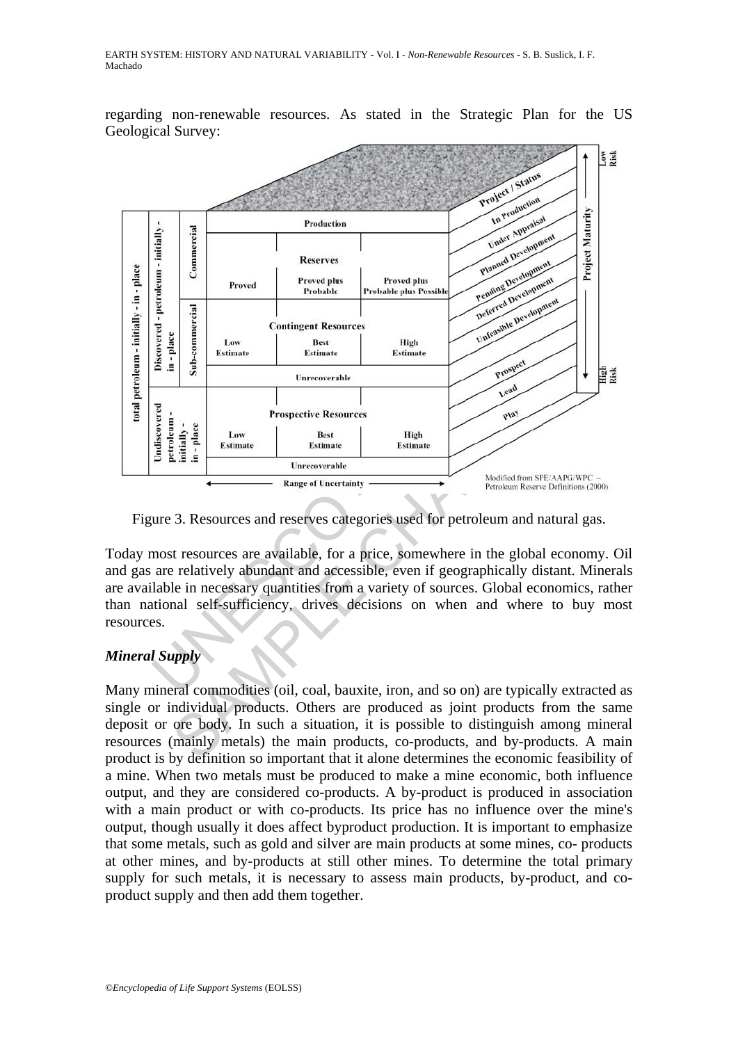regarding non-renewable resources. As stated in the Strategic Plan for the US Geological Survey:

Figure 3. Resources and reserves categories used for petroleum and natural gas.

Today most resources are available, for a price, somewhere in the global economy. Oil and gas are relatively abundant and accessible, even if geographically distant. Minerals are available in necessary quantities from a variety of sources. Global economics, rather than national self-sufficiency, drives decisions on when and where to buy most resources.

### *Mineral Supply*

Many mineral commodities (oil, coal, bauxite, iron, and so on) are typically extracted as single or individual products. Others are produced as joint products from the same deposit or ore body. In such a situation, it is possible to distinguish among mineral resources (mainly metals) the main products, co-products, and by-products. A main product is by definition so important that it alone determines the economic feasibility of a mine. When two metals must be produced to make a mine economic, both influence output, and they are considered co-products. A by-product is produced in association with a main product or with co-products. Its price has no influence over the mine's output, though usually it does affect byproduct production. It is important to emphasize that some metals, such as gold and silver are main products at some mines, co- products at other mines, and by-products at still other mines. To determine the total primary supply for such metals, it is necessary to assess main products, by-product, and co-product supply and then add them together.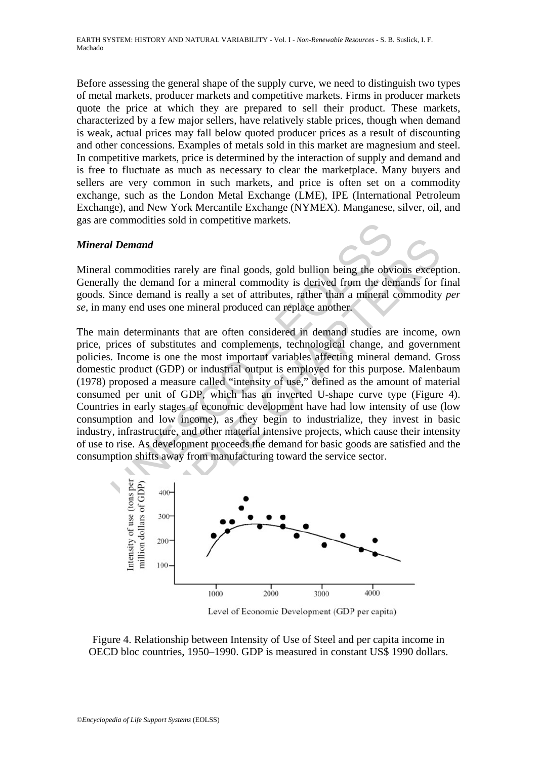Before assessing the general shape of the supply curve, we need to distinguish two types of metal markets, producer markets and competitive markets. Firms in producer markets quote the price at which they are prepared to sell their product. These markets, characterized by a few major sellers, have relatively stable prices, though when demand is weak, actual prices may fall below quoted producer prices as a result of discounting and other concessions. Examples of metals sold in this market are magnesium and steel. In competitive markets, price is determined by the interaction of supply and demand and is free to fluctuate as much as necessary to clear the marketplace. Many buyers and sellers are very common in such markets, and price is often set on a commodity exchange, such as the London Metal Exchange (LME), IPE (International Petroleum Exchange), and New York Mercantile Exchange (NYMEX). Manganese, silver, oil, and gas are commodities sold in competitive markets.

### *Mineral Demand*

Mineral commodities rarely are final goods, gold bullion being the obvious exception. Generally the demand for a mineral commodity is derived from the demands for final goods. Since demand is really a set of attributes, rather than a mineral commodity *per se*, in many end uses one mineral produced can replace another.

The main determinants that are often considered in demand studies are income, own price, prices of substitutes and complements, technological change, and government policies. Income is one the most important variables affecting mineral demand. Gross domestic product (GDP) or industrial output is employed for this purpose. Malenbaum (1978) proposed a measure called "intensity of use," defined as the amount of material consumed per unit of GDP, which has an inverted U-shape curve type (Figure 4). Countries in early stages of economic development have had low intensity of use (low consumption and low income), as they begin to industrialize, they invest in basic industry, infrastructure, and other material intensive projects, which cause their intensity of use to rise. As development proceeds the demand for basic goods are satisfied and the consumption shifts away from manufacturing toward the service sector.

Figure 4. Relationship between Intensity of Use of Steel and per capita income in OECD bloc countries, 1950–1990. GDP is measured in constant US$ 1990 dollars.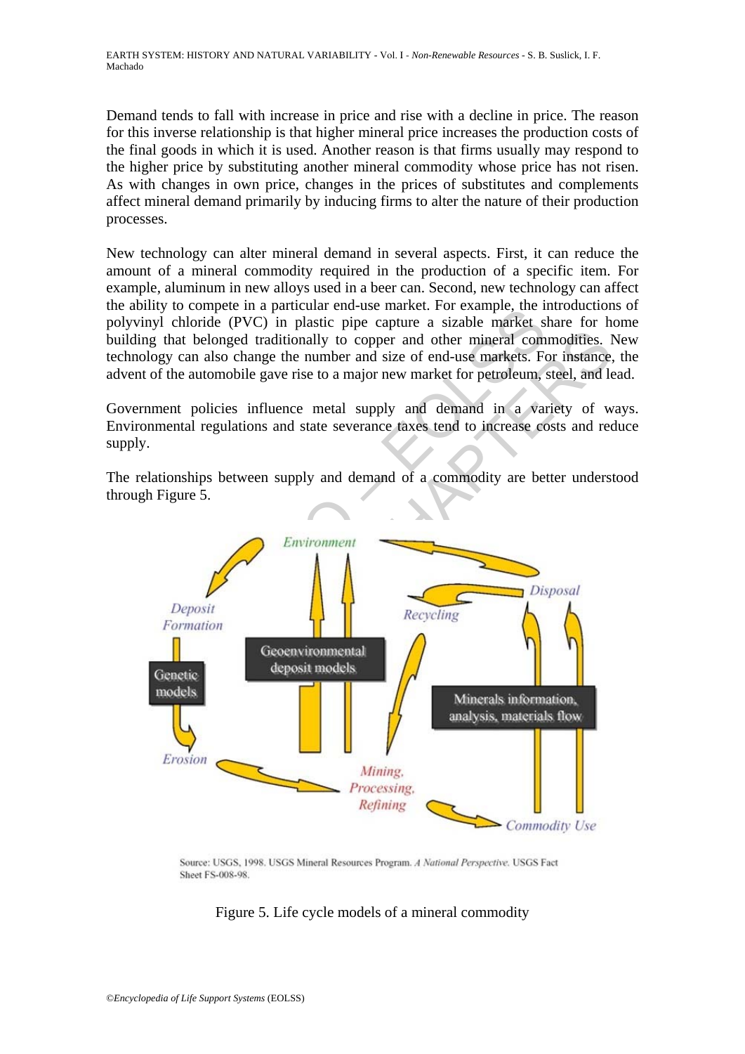Demand tends to fall with increase in price and rise with a decline in price. The reason for this inverse relationship is that higher mineral price increases the production costs of the final goods in which it is used. Another reason is that firms usually may respond to the higher price by substituting another mineral commodity whose price has not risen. As with changes in own price, changes in the prices of substitutes and complements affect mineral demand primarily by inducing firms to alter the nature of their production processes.

New technology can alter mineral demand in several aspects. First, it can reduce the amount of a mineral commodity required in the production of a specific item. For example, aluminum in new alloys used in a beer can. Second, new technology can affect the ability to compete in a particular end-use market. For example, the introductions of polyvinyl chloride (PVC) in plastic pipe capture a sizable market share for home building that belonged traditionally to copper and other mineral commodities. New technology can also change the number and size of end-use markets. For instance, the advent of the automobile gave rise to a major new market for petroleum, steel, and lead.

Government policies influence metal supply and demand in a variety of ways. Environmental regulations and state severance taxes tend to increase costs and reduce supply.

The relationships between supply and demand of a commodity are better understood through Figure 5.

Source: USGS, 1998. USGS Mineral Resources Program. *A National Perspective.* USGS Fact Sheet FS-008-98.

Figure 5. Life cycle models of a mineral commodity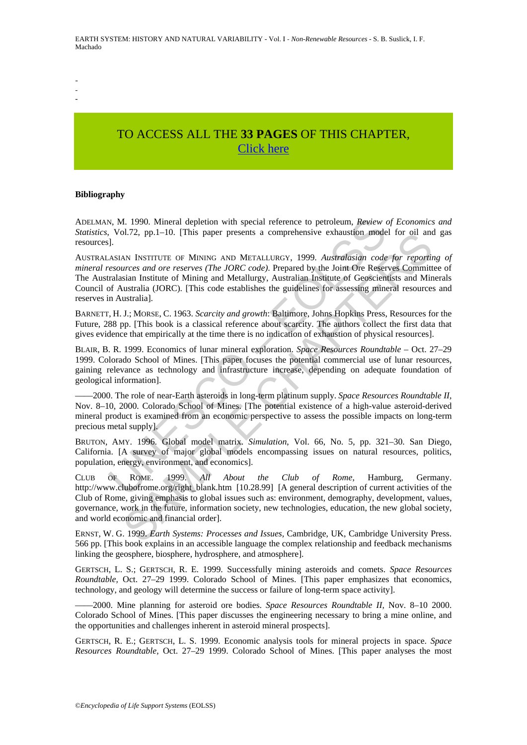-
-
-

TO ACCESS ALL THE **33 PAGES** OF THIS CHAPTER,
Click here

**Bibliography**

ADELMAN, M. 1990. Mineral depletion with special reference to petroleum, *Review of Economics and Statistics*, Vol.72, pp.1–10. [This paper presents a comprehensive exhaustion model for oil and gas resources].

AUSTRALASIAN INSTITUTE OF MINING AND METALLURGY, 1999. *Australasian code for reporting of mineral resources and ore reserves (The JORC code)*. Prepared by the Joint Ore Reserves Committee of The Australasian Institute of Mining and Metallurgy, Australian Institute of Geoscientists and Minerals Council of Australia (JORC). [This code establishes the guidelines for assessing mineral resources and reserves in Australia].

BARNETT, H. J.; MORSE, C. 1963. *Scarcity and growth*: Baltimore, Johns Hopkins Press, Resources for the Future, 288 pp. [This book is a classical reference about scarcity. The authors collect the first data that gives evidence that empirically at the time there is no indication of exhaustion of physical resources].

BLAIR, B. R. 1999. Economics of lunar mineral exploration. *Space Resources Roundtable* – Oct. 27–29 1999. Colorado School of Mines. [This paper focuses the potential commercial use of lunar resources, gaining relevance as technology and infrastructure increase, depending on adequate foundation of geological information].

——2000. The role of near-Earth asteroids in long-term platinum supply. *Space Resources Roundtable II*, Nov. 8–10, 2000. Colorado School of Mines. [The potential existence of a high-value asteroid-derived mineral product is examined from an economic perspective to assess the possible impacts on long-term precious metal supply].

BRUTON, AMY. 1996. Global model matrix. *Simulation*, Vol. 66, No. 5, pp. 321–30. San Diego, California. [A survey of major global models encompassing issues on natural resources, politics, population, energy, environment, and economics].

CLUB OF ROME. 1999. *All About the Club of Rome*, Hamburg, Germany. http://www.clubofrome.org/right_blank.htm [10.28.99] [A general description of current activities of the Club of Rome, giving emphasis to global issues such as: environment, demography, development, values, governance, work in the future, information society, new technologies, education, the new global society, and world economic and financial order].

ERNST, W. G. 1999. *Earth Systems: Processes and Issues*, Cambridge, UK, Cambridge University Press. 566 pp. [This book explains in an accessible language the complex relationship and feedback mechanisms linking the geosphere, biosphere, hydrosphere, and atmosphere].

GERTSCH, L. S.; GERTSCH, R. E. 1999. Successfully mining asteroids and comets. *Space Resources Roundtable*, Oct. 27–29 1999. Colorado School of Mines. [This paper emphasizes that economics, technology, and geology will determine the success or failure of long-term space activity].

——2000. Mine planning for asteroid ore bodies. *Space Resources Roundtable II*, Nov. 8–10 2000. Colorado School of Mines. [This paper discusses the engineering necessary to bring a mine online, and the opportunities and challenges inherent in asteroid mineral prospects].

GERTSCH, R. E.; GERTSCH, L. S. 1999. Economic analysis tools for mineral projects in space. *Space Resources Roundtable*, Oct. 27–29 1999. Colorado School of Mines. [This paper analyses the most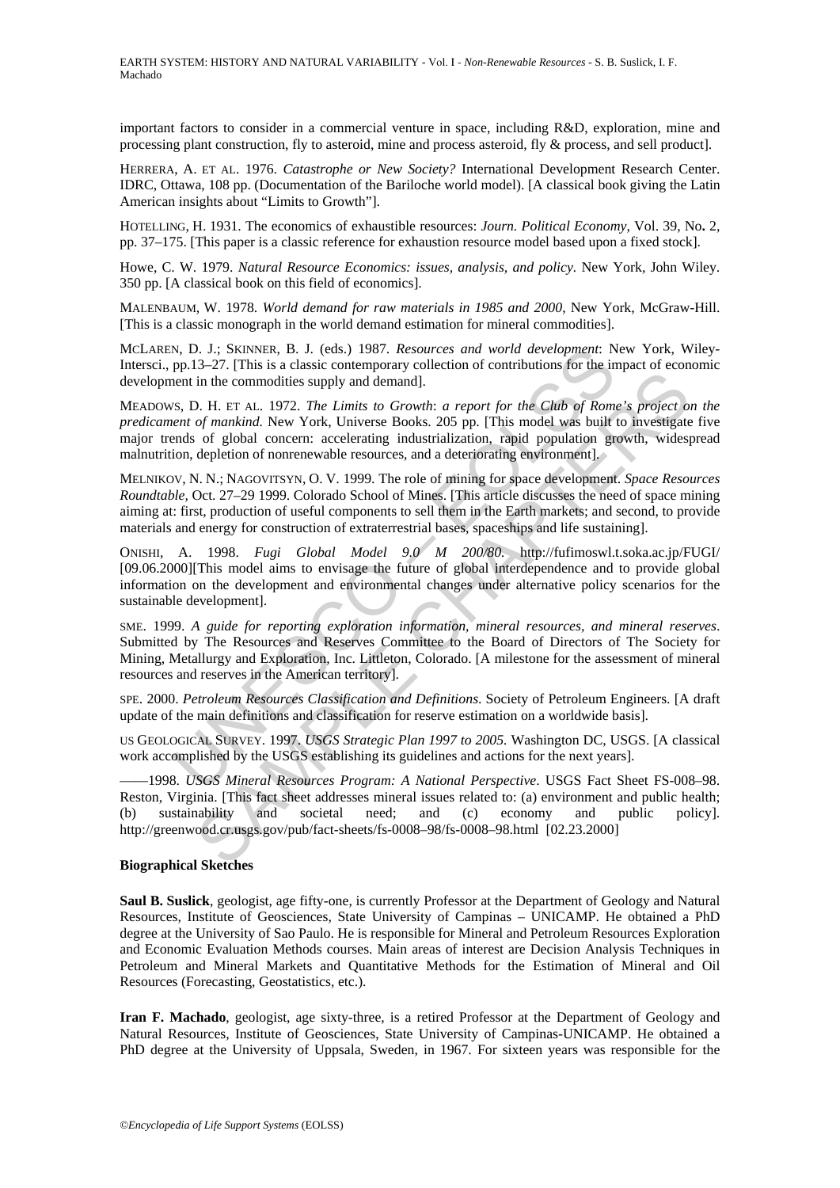important factors to consider in a commercial venture in space, including R&D, exploration, mine and processing plant construction, fly to asteroid, mine and process asteroid, fly & process, and sell product].

HERRERA, A. ET AL. 1976. *Catastrophe or New Society?* International Development Research Center. IDRC, Ottawa, 108 pp. (Documentation of the Bariloche world model). [A classical book giving the Latin American insights about "Limits to Growth"].

HOTELLING, H. 1931. The economics of exhaustible resources: *Journ. Political Economy*, Vol. 39, No. 2, pp. 37–175. [This paper is a classic reference for exhaustion resource model based upon a fixed stock].

Howe, C. W. 1979. *Natural Resource Economics: issues, analysis, and policy.* New York, John Wiley. 350 pp. [A classical book on this field of economics].

MALENBAUM, W. 1978. *World demand for raw materials in 1985 and 2000*, New York, McGraw-Hill. [This is a classic monograph in the world demand estimation for mineral commodities].

MCLAREN, D. J.; SKINNER, B. J. (eds.) 1987. *Resources and world development*: New York, Wiley-Intersci., pp.13–27. [This is a classic contemporary collection of contributions for the impact of economic development in the commodities supply and demand].

MEADOWS, D. H. ET AL. 1972. *The Limits to Growth*: *a report for the Club of Rome's project on the predicament of mankind.* New York, Universe Books. 205 pp. [This model was built to investigate five major trends of global concern: accelerating industrialization, rapid population growth, widespread malnutrition, depletion of nonrenewable resources, and a deteriorating environment].

MELNIKOV, N. N.; NAGOVITSYN, O. V. 1999. The role of mining for space development. *Space Resources Roundtable*, Oct. 27–29 1999. Colorado School of Mines. [This article discusses the need of space mining aiming at: first, production of useful components to sell them in the Earth markets; and second, to provide materials and energy for construction of extraterrestrial bases, spaceships and life sustaining].

ONISHI, A. 1998. *Fugi Global Model 9.0 M 200/80.* http://fufimoswl.t.soka.ac.jp/FUGI/ [09.06.2000][This model aims to envisage the future of global interdependence and to provide global information on the development and environmental changes under alternative policy scenarios for the sustainable development].

SME. 1999. *A guide for reporting exploration information, mineral resources, and mineral reserves*. Submitted by The Resources and Reserves Committee to the Board of Directors of The Society for Mining, Metallurgy and Exploration, Inc. Littleton, Colorado. [A milestone for the assessment of mineral resources and reserves in the American territory].

SPE. 2000. *Petroleum Resources Classification and Definitions.* Society of Petroleum Engineers. [A draft update of the main definitions and classification for reserve estimation on a worldwide basis].

US GEOLOGICAL SURVEY. 1997. *USGS Strategic Plan 1997 to 2005.* Washington DC, USGS. [A classical work accomplished by the USGS establishing its guidelines and actions for the next years].

——1998. *USGS Mineral Resources Program: A National Perspective*. USGS Fact Sheet FS-008–98. Reston, Virginia. [This fact sheet addresses mineral issues related to: (a) environment and public health; (b) sustainability and societal need; and (c) economy and public policy]. http://greenwood.cr.usgs.gov/pub/fact-sheets/fs-0008–98/fs-0008–98.html [02.23.2000]

**Biographical Sketches**

**Saul B. Suslick**, geologist, age fifty-one, is currently Professor at the Department of Geology and Natural Resources, Institute of Geosciences, State University of Campinas – UNICAMP. He obtained a PhD degree at the University of Sao Paulo. He is responsible for Mineral and Petroleum Resources Exploration and Economic Evaluation Methods courses. Main areas of interest are Decision Analysis Techniques in Petroleum and Mineral Markets and Quantitative Methods for the Estimation of Mineral and Oil Resources (Forecasting, Geostatistics, etc.).

**Iran F. Machado**, geologist, age sixty-three, is a retired Professor at the Department of Geology and Natural Resources, Institute of Geosciences, State University of Campinas-UNICAMP. He obtained a PhD degree at the University of Uppsala, Sweden, in 1967. For sixteen years was responsible for the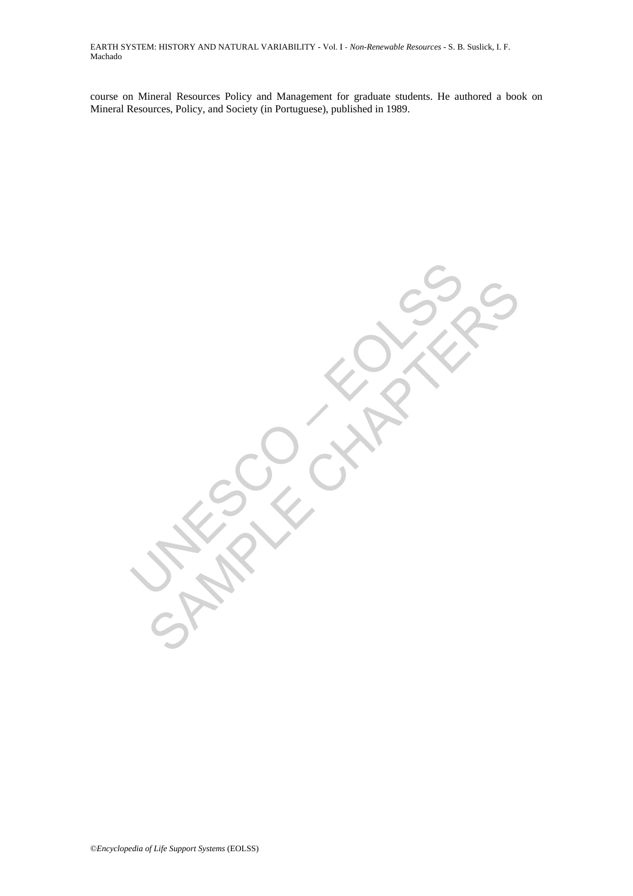course on Mineral Resources Policy and Management for graduate students. He authored a book on Mineral Resources, Policy, and Society (in Portuguese), published in 1989.